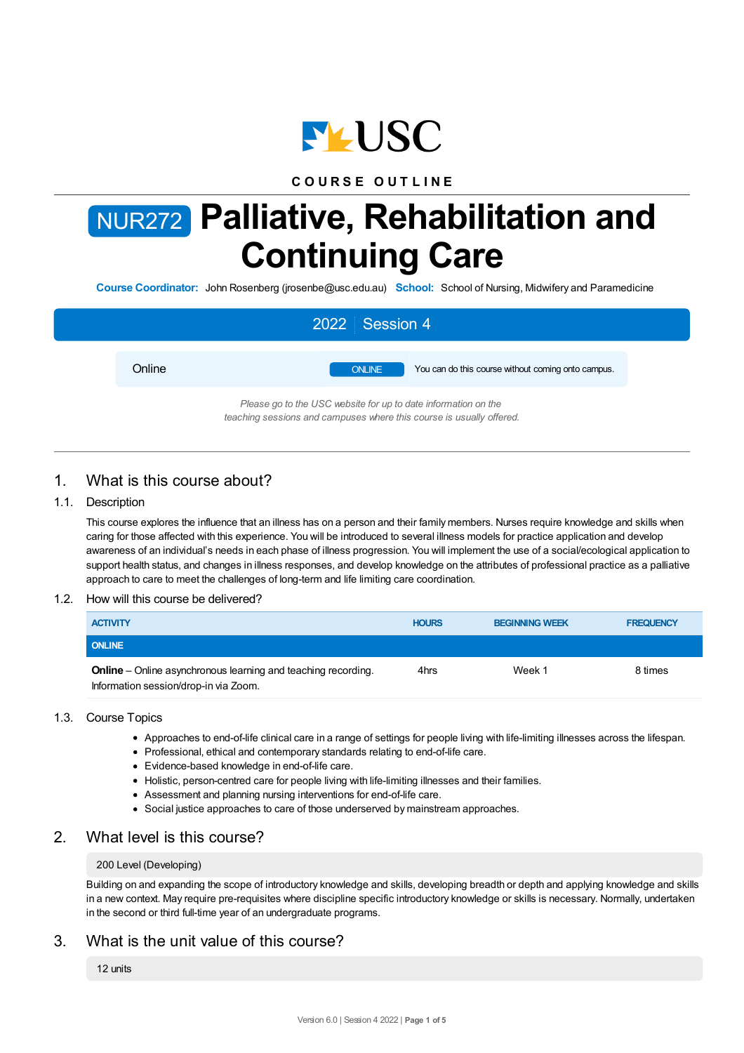USC

COURSE OUTLINE

# NUR272 Palliative, Rehabilitation and Continuing Care

**Course Coordinator:** John Rosenberg (jrosenbe@usc.edu.au) **School:** School of Nursing, Midwifery and Paramedicine

**2022 | Session 4**

| | | |
|---|---|---|
| Online | ONLINE | You can do this course without coming onto campus. |

*Please go to the USC website for up to date information on the teaching sessions and campuses where this course is usually offered.*

## 1. What is this course about?

### 1.1. Description

This course explores the influence that an illness has on a person and their family members. Nurses require knowledge and skills when caring for those affected with this experience. You will be introduced to several illness models for practice application and develop awareness of an individual's needs in each phase of illness progression. You will implement the use of a social/ecological application to support health status, and changes in illness responses, and develop knowledge on the attributes of professional practice as a palliative approach to care to meet the challenges of long-term and life limiting care coordination.

### 1.2. How will this course be delivered?

| ACTIVITY | HOURS | BEGINNING WEEK | FREQUENCY |
|---|---|---|---|
| **ONLINE** | | | |
| **Online** – Online asynchronous learning and teaching recording. Information session/drop-in via Zoom. | 4hrs | Week 1 | 8 times |

### 1.3. Course Topics

- Approaches to end-of-life clinical care in a range of settings for people living with life-limiting illnesses across the lifespan.
- Professional, ethical and contemporary standards relating to end-of-life care.
- Evidence-based knowledge in end-of-life care.
- Holistic, person-centred care for people living with life-limiting illnesses and their families.
- Assessment and planning nursing interventions for end-of-life care.
- Social justice approaches to care of those underserved by mainstream approaches.

## 2. What level is this course?

200 Level (Developing)

Building on and expanding the scope of introductory knowledge and skills, developing breadth or depth and applying knowledge and skills in a new context. May require pre-requisites where discipline specific introductory knowledge or skills is necessary. Normally, undertaken in the second or third full-time year of an undergraduate programs.

## 3. What is the unit value of this course?

12 units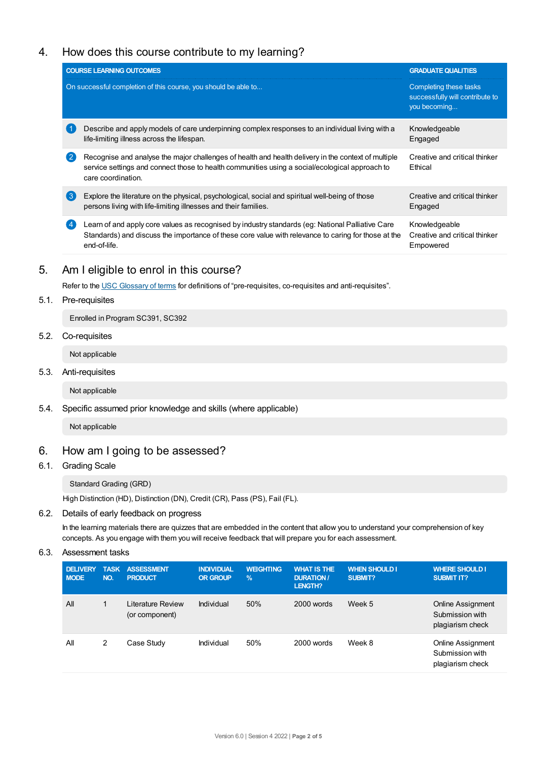## 4. How does this course contribute to my learning?

| COURSE LEARNING OUTCOMES<br>On successful completion of this course, you should be able to... | GRADUATE QUALITIES<br>Completing these tasks successfully will contribute to you becoming... |
|---|---|
| 1 Describe and apply models of care underpinning complex responses to an individual living with a life-limiting illness across the lifespan. | Knowledgeable<br>Engaged |
| 2 Recognise and analyse the major challenges of health and health delivery in the context of multiple service settings and connect those to health communities using a social/ecological approach to care coordination. | Creative and critical thinker<br>Ethical |
| 3 Explore the literature on the physical, psychological, social and spiritual well-being of those persons living with life-limiting illnesses and their families. | Creative and critical thinker<br>Engaged |
| 4 Learn of and apply core values as recognised by industry standards (eg: National Palliative Care Standards) and discuss the importance of these core value with relevance to caring for those at the end-of-life. | Knowledgeable<br>Creative and critical thinker<br>Empowered |

## 5. Am I eligible to enrol in this course?

Refer to the USC Glossary of terms for definitions of “pre-requisites, co-requisites and anti-requisites”.

### 5.1. Pre-requisites

Enrolled in Program SC391, SC392

### 5.2. Co-requisites

Not applicable

### 5.3. Anti-requisites

Not applicable

### 5.4. Specific assumed prior knowledge and skills (where applicable)

Not applicable

## 6. How am I going to be assessed?

### 6.1. Grading Scale

Standard Grading (GRD)

High Distinction (HD), Distinction (DN), Credit (CR), Pass (PS), Fail (FL).

### 6.2. Details of early feedback on progress

In the learning materials there are quizzes that are embedded in the content that allow you to understand your comprehension of key concepts. As you engage with them you will receive feedback that will prepare you for each assessment.

### 6.3. Assessment tasks

| DELIVERY MODE | TASK NO. | ASSESSMENT PRODUCT | INDIVIDUAL OR GROUP | WEIGHTING % | WHAT IS THE DURATION / LENGTH? | WHEN SHOULD I SUBMIT? | WHERE SHOULD I SUBMIT IT? |
|---|---|---|---|---|---|---|---|
| All | 1 | Literature Review (or component) | Individual | 50% | 2000 words | Week 5 | Online Assignment Submission with plagiarism check |
| All | 2 | Case Study | Individual | 50% | 2000 words | Week 8 | Online Assignment Submission with plagiarism check |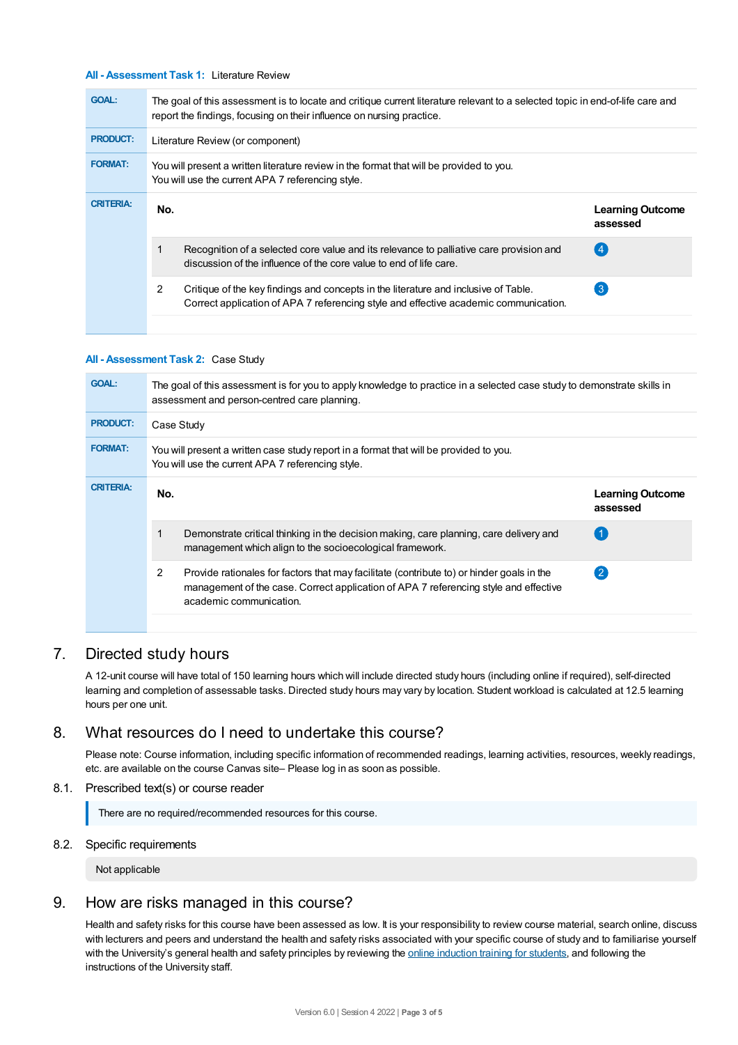**All - Assessment Task 1:** Literature Review

| | |
|---|---|
| **GOAL:** | The goal of this assessment is to locate and critique current literature relevant to a selected topic in end-of-life care and report the findings, focusing on their influence on nursing practice. |
| **PRODUCT:** | Literature Review (or component) |
| **FORMAT:** | You will present a written literature review in the format that will be provided to you. You will use the current APA 7 referencing style. |
| **CRITERIA:** | |

| No. | | Learning Outcome assessed |
|---|---|---|
| 1 | Recognition of a selected core value and its relevance to palliative care provision and discussion of the influence of the core value to end of life care. | 4 |
| 2 | Critique of the key findings and concepts in the literature and inclusive of Table. Correct application of APA 7 referencing style and effective academic communication. | 3 |

**All - Assessment Task 2:** Case Study

| | |
|---|---|
| **GOAL:** | The goal of this assessment is for you to apply knowledge to practice in a selected case study to demonstrate skills in assessment and person-centred care planning. |
| **PRODUCT:** | Case Study |
| **FORMAT:** | You will present a written case study report in a format that will be provided to you. You will use the current APA 7 referencing style. |
| **CRITERIA:** | |

| No. | | Learning Outcome assessed |
|---|---|---|
| 1 | Demonstrate critical thinking in the decision making, care planning, care delivery and management which align to the socioecological framework. | 1 |
| 2 | Provide rationales for factors that may facilitate (contribute to) or hinder goals in the management of the case. Correct application of APA 7 referencing style and effective academic communication. | 2 |

## 7. Directed study hours

A 12-unit course will have total of 150 learning hours which will include directed study hours (including online if required), self-directed learning and completion of assessable tasks. Directed study hours may vary by location. Student workload is calculated at 12.5 learning hours per one unit.

## 8. What resources do I need to undertake this course?

Please note: Course information, including specific information of recommended readings, learning activities, resources, weekly readings, etc. are available on the course Canvas site– Please log in as soon as possible.

### 8.1. Prescribed text(s) or course reader

There are no required/recommended resources for this course.

### 8.2. Specific requirements

Not applicable

## 9. How are risks managed in this course?

Health and safety risks for this course have been assessed as low. It is your responsibility to review course material, search online, discuss with lecturers and peers and understand the health and safety risks associated with your specific course of study and to familiarise yourself with the University's general health and safety principles by reviewing the online induction training for students, and following the instructions of the University staff.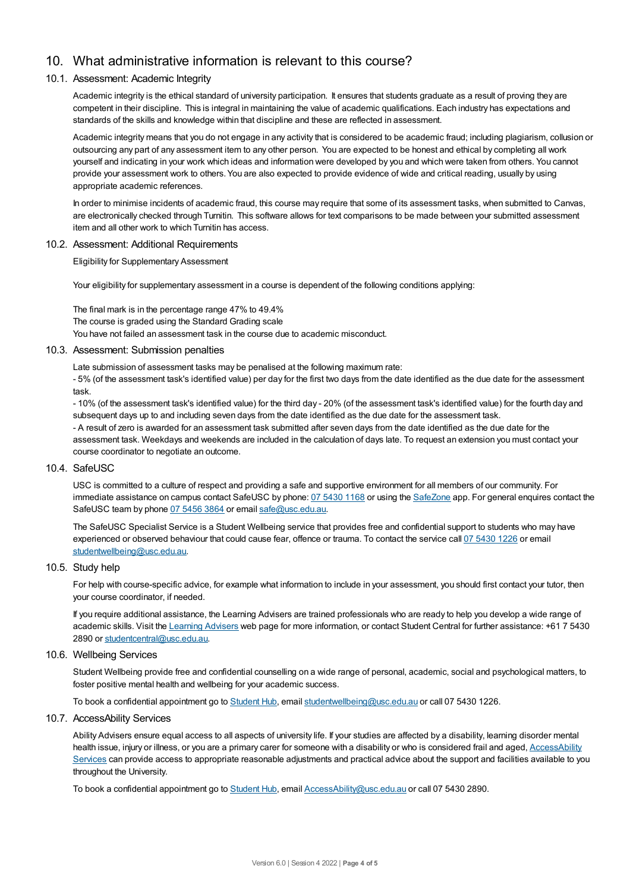## 10. What administrative information is relevant to this course?

### 10.1. Assessment: Academic Integrity

Academic integrity is the ethical standard of university participation. It ensures that students graduate as a result of proving they are competent in their discipline. This is integral in maintaining the value of academic qualifications. Each industry has expectations and standards of the skills and knowledge within that discipline and these are reflected in assessment.

Academic integrity means that you do not engage in any activity that is considered to be academic fraud; including plagiarism, collusion or outsourcing any part of any assessment item to any other person. You are expected to be honest and ethical by completing all work yourself and indicating in your work which ideas and information were developed by you and which were taken from others. You cannot provide your assessment work to others. You are also expected to provide evidence of wide and critical reading, usually by using appropriate academic references.

In order to minimise incidents of academic fraud, this course may require that some of its assessment tasks, when submitted to Canvas, are electronically checked through Turnitin. This software allows for text comparisons to be made between your submitted assessment item and all other work to which Turnitin has access.

### 10.2. Assessment: Additional Requirements

Eligibility for Supplementary Assessment

Your eligibility for supplementary assessment in a course is dependent of the following conditions applying:

The final mark is in the percentage range 47% to 49.4%
The course is graded using the Standard Grading scale
You have not failed an assessment task in the course due to academic misconduct.

### 10.3. Assessment: Submission penalties

Late submission of assessment tasks may be penalised at the following maximum rate:
- 5% (of the assessment task's identified value) per day for the first two days from the date identified as the due date for the assessment task.
- 10% (of the assessment task's identified value) for the third day - 20% (of the assessment task's identified value) for the fourth day and subsequent days up to and including seven days from the date identified as the due date for the assessment task.
- A result of zero is awarded for an assessment task submitted after seven days from the date identified as the due date for the assessment task. Weekdays and weekends are included in the calculation of days late. To request an extension you must contact your course coordinator to negotiate an outcome.

### 10.4. SafeUSC

USC is committed to a culture of respect and providing a safe and supportive environment for all members of our community. For immediate assistance on campus contact SafeUSC by phone: 07 5430 1168 or using the SafeZone app. For general enquires contact the SafeUSC team by phone 07 5456 3864 or email safe@usc.edu.au.

The SafeUSC Specialist Service is a Student Wellbeing service that provides free and confidential support to students who may have experienced or observed behaviour that could cause fear, offence or trauma. To contact the service call 07 5430 1226 or email studentwellbeing@usc.edu.au.

### 10.5. Study help

For help with course-specific advice, for example what information to include in your assessment, you should first contact your tutor, then your course coordinator, if needed.

If you require additional assistance, the Learning Advisers are trained professionals who are ready to help you develop a wide range of academic skills. Visit the Learning Advisers web page for more information, or contact Student Central for further assistance: +61 7 5430 2890 or studentcentral@usc.edu.au.

### 10.6. Wellbeing Services

Student Wellbeing provide free and confidential counselling on a wide range of personal, academic, social and psychological matters, to foster positive mental health and wellbeing for your academic success.

To book a confidential appointment go to Student Hub, email studentwellbeing@usc.edu.au or call 07 5430 1226.

### 10.7. AccessAbility Services

Ability Advisers ensure equal access to all aspects of university life. If your studies are affected by a disability, learning disorder mental health issue, injury or illness, or you are a primary carer for someone with a disability or who is considered frail and aged, AccessAbility Services can provide access to appropriate reasonable adjustments and practical advice about the support and facilities available to you throughout the University.

To book a confidential appointment go to Student Hub, email AccessAbility@usc.edu.au or call 07 5430 2890.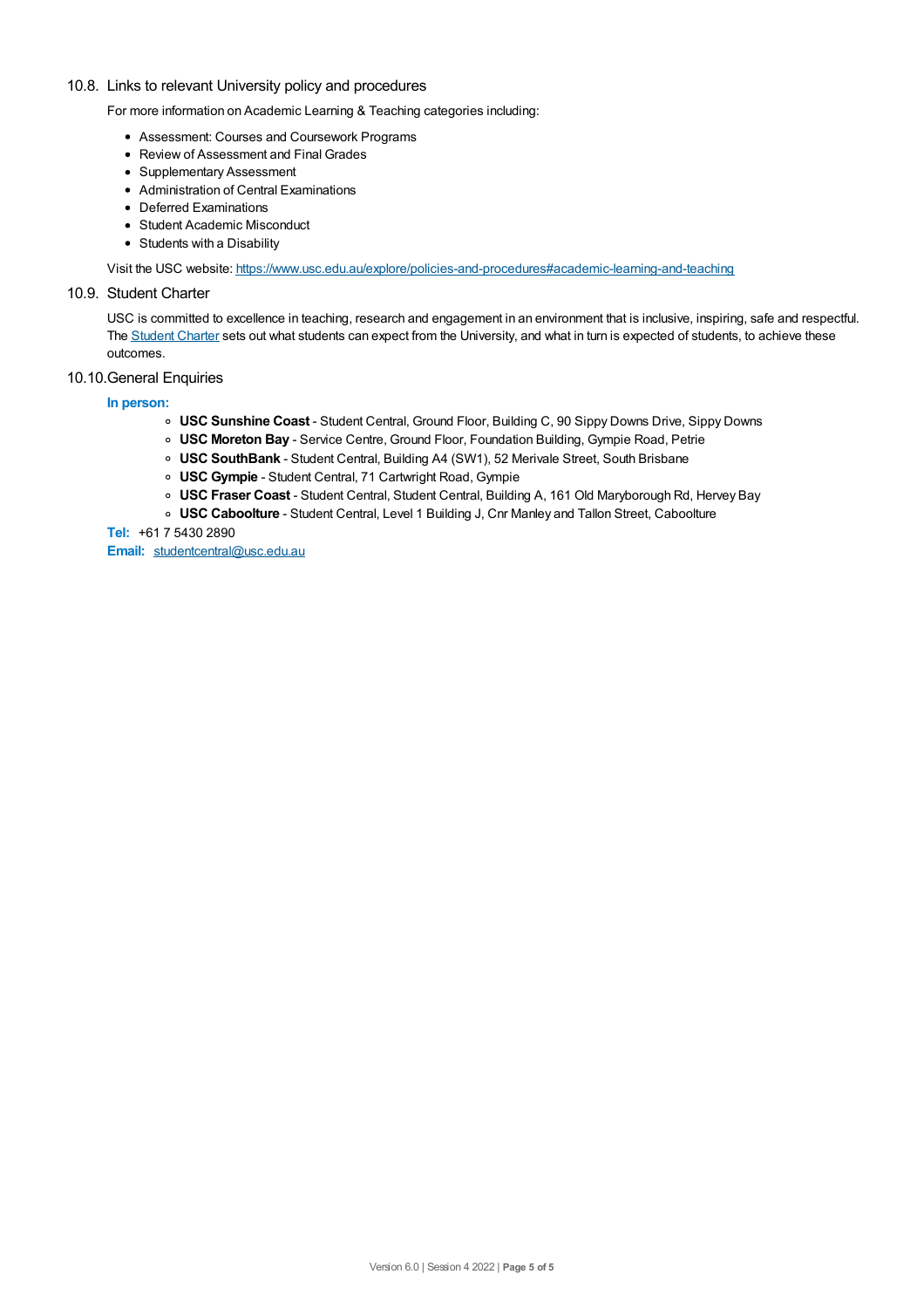### 10.8. Links to relevant University policy and procedures

For more information on Academic Learning & Teaching categories including:

- Assessment: Courses and Coursework Programs
- Review of Assessment and Final Grades
- Supplementary Assessment
- Administration of Central Examinations
- Deferred Examinations
- Student Academic Misconduct
- Students with a Disability

Visit the USC website: [https://www.usc.edu.au/explore/policies-and-procedures#academic-learning-and-teaching](https://www.usc.edu.au/explore/policies-and-procedures#academic-learning-and-teaching)

### 10.9. Student Charter

USC is committed to excellence in teaching, research and engagement in an environment that is inclusive, inspiring, safe and respectful. The Student Charter sets out what students can expect from the University, and what in turn is expected of students, to achieve these outcomes.

### 10.10. General Enquiries

**In person:**

- **USC Sunshine Coast** - Student Central, Ground Floor, Building C, 90 Sippy Downs Drive, Sippy Downs
- **USC Moreton Bay** - Service Centre, Ground Floor, Foundation Building, Gympie Road, Petrie
- **USC SouthBank** - Student Central, Building A4 (SW1), 52 Merivale Street, South Brisbane
- **USC Gympie** - Student Central, 71 Cartwright Road, Gympie
- **USC Fraser Coast** - Student Central, Student Central, Building A, 161 Old Maryborough Rd, Hervey Bay
- **USC Caboolture** - Student Central, Level 1 Building J, Cnr Manley and Tallon Street, Caboolture

**Tel:** +61 7 5430 2890

**Email:** studentcentral@usc.edu.au